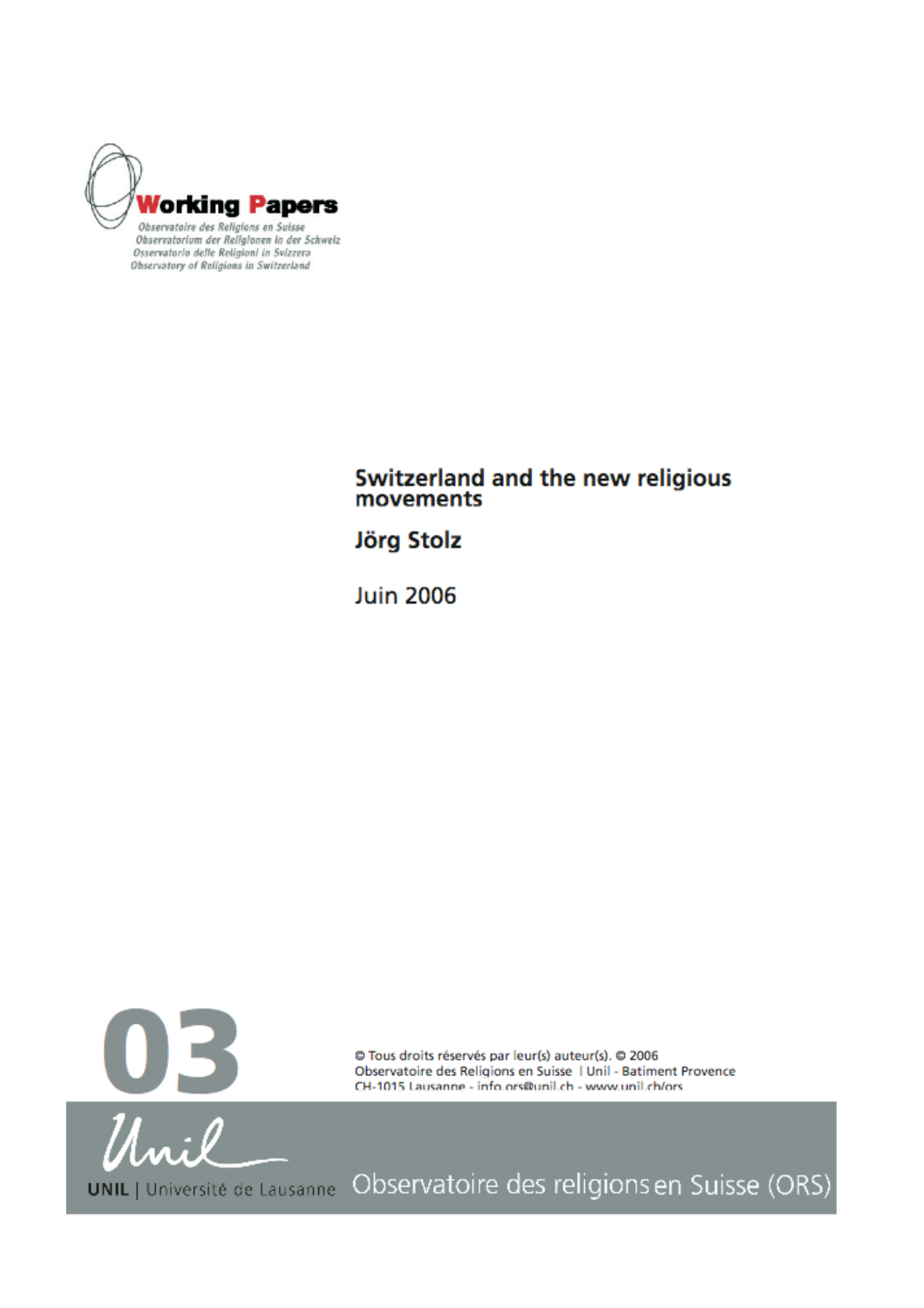**Working Papers**

Observatoire des Religions en Suisse
Observatorium der Religionen in der Schweiz
Osservatorio delle Religioni in Svizzera
Observatory of Religions in Switzerland

# Switzerland and the new religious movements

**Jörg Stolz**

Juin 2006

**03**

© Tous droits réservés par leur(s) auteur(s). © 2006
Observatoire des Religions en Suisse | Unil - Batiment Provence
CH-1015 Lausanne - info.ors@unil.ch - www.unil.ch/ors

UNIL | Université de Lausanne Observatoire des religions en Suisse (ORS)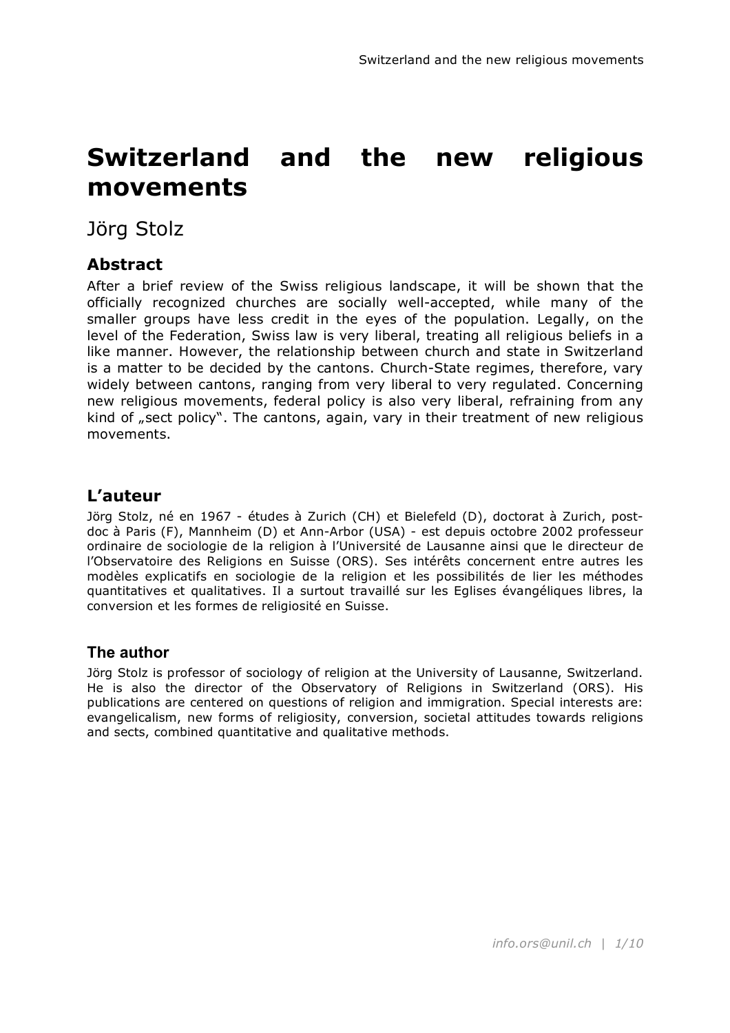# Switzerland and the new religious movements

Jörg Stolz

## Abstract

After a brief review of the Swiss religious landscape, it will be shown that the officially recognized churches are socially well-accepted, while many of the smaller groups have less credit in the eyes of the population. Legally, on the level of the Federation, Swiss law is very liberal, treating all religious beliefs in a like manner. However, the relationship between church and state in Switzerland is a matter to be decided by the cantons. Church-State regimes, therefore, vary widely between cantons, ranging from very liberal to very regulated. Concerning new religious movements, federal policy is also very liberal, refraining from any kind of „sect policy". The cantons, again, vary in their treatment of new religious movements.

## L'auteur

Jörg Stolz, né en 1967 - études à Zurich (CH) et Bielefeld (D), doctorat à Zurich, post-doc à Paris (F), Mannheim (D) et Ann-Arbor (USA) - est depuis octobre 2002 professeur ordinaire de sociologie de la religion à l'Université de Lausanne ainsi que le directeur de l'Observatoire des Religions en Suisse (ORS). Ses intérêts concernent entre autres les modèles explicatifs en sociologie de la religion et les possibilités de lier les méthodes quantitatives et qualitatives. Il a surtout travaillé sur les Eglises évangéliques libres, la conversion et les formes de religiosité en Suisse.

## The author

Jörg Stolz is professor of sociology of religion at the University of Lausanne, Switzerland. He is also the director of the Observatory of Religions in Switzerland (ORS). His publications are centered on questions of religion and immigration. Special interests are: evangelicalism, new forms of religiosity, conversion, societal attitudes towards religions and sects, combined quantitative and qualitative methods.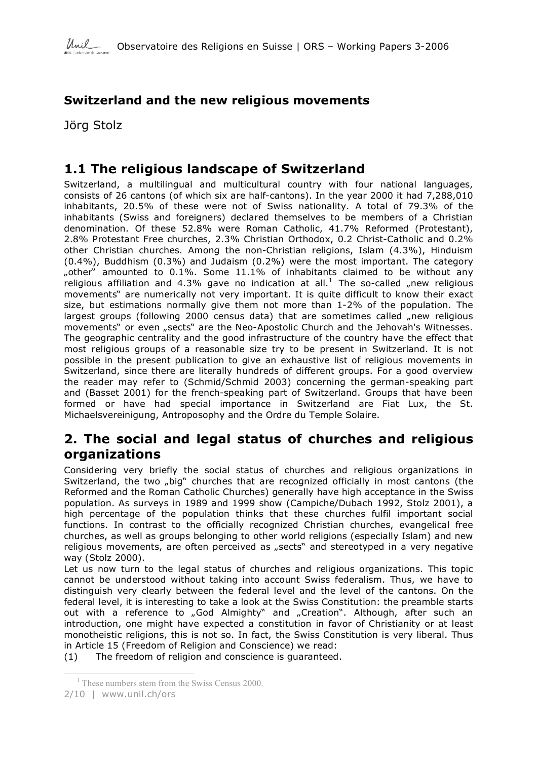## Switzerland and the new religious movements

Jörg Stolz

# 1.1 The religious landscape of Switzerland

Switzerland, a multilingual and multicultural country with four national languages, consists of 26 cantons (of which six are half-cantons). In the year 2000 it had 7,288,010 inhabitants, 20.5% of these were not of Swiss nationality. A total of 79.3% of the inhabitants (Swiss and foreigners) declared themselves to be members of a Christian denomination. Of these 52.8% were Roman Catholic, 41.7% Reformed (Protestant), 2.8% Protestant Free churches, 2.3% Christian Orthodox, 0.2 Christ-Catholic and 0.2% other Christian churches. Among the non-Christian religions, Islam (4.3%), Hinduism (0.4%), Buddhism (0.3%) and Judaism (0.2%) were the most important. The category „other" amounted to 0.1%. Some 11.1% of inhabitants claimed to be without any religious affiliation and 4.3% gave no indication at all.[1] The so-called „new religious movements" are numerically not very important. It is quite difficult to know their exact size, but estimations normally give them not more than 1-2% of the population. The largest groups (following 2000 census data) that are sometimes called „new religious movements" or even „sects" are the Neo-Apostolic Church and the Jehovah's Witnesses. The geographic centrality and the good infrastructure of the country have the effect that most religious groups of a reasonable size try to be present in Switzerland. It is not possible in the present publication to give an exhaustive list of religious movements in Switzerland, since there are literally hundreds of different groups. For a good overview the reader may refer to (Schmid/Schmid 2003) concerning the german-speaking part and (Basset 2001) for the french-speaking part of Switzerland. Groups that have been formed or have had special importance in Switzerland are Fiat Lux, the St. Michaelsvereinigung, Antroposophy and the Ordre du Temple Solaire.

# 2. The social and legal status of churches and religious organizations

Considering very briefly the social status of churches and religious organizations in Switzerland, the two „big" churches that are recognized officially in most cantons (the Reformed and the Roman Catholic Churches) generally have high acceptance in the Swiss population. As surveys in 1989 and 1999 show (Campiche/Dubach 1992, Stolz 2001), a high percentage of the population thinks that these churches fulfil important social functions. In contrast to the officially recognized Christian churches, evangelical free churches, as well as groups belonging to other world religions (especially Islam) and new religious movements, are often perceived as „sects" and stereotyped in a very negative way (Stolz 2000).

Let us now turn to the legal status of churches and religious organizations. This topic cannot be understood without taking into account Swiss federalism. Thus, we have to distinguish very clearly between the federal level and the level of the cantons. On the federal level, it is interesting to take a look at the Swiss Constitution: the preamble starts out with a reference to „God Almighty" and „Creation". Although, after such an introduction, one might have expected a constitution in favor of Christianity or at least monotheistic religions, this is not so. In fact, the Swiss Constitution is very liberal. Thus in Article 15 (Freedom of Religion and Conscience) we read:

(1) The freedom of religion and conscience is guaranteed.

[1] These numbers stem from the Swiss Census 2000.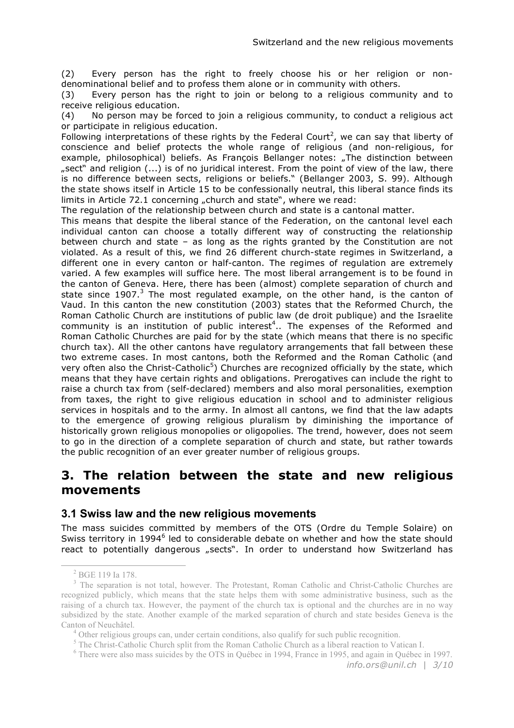(2) Every person has the right to freely choose his or her religion or non-denominational belief and to profess them alone or in community with others.

(3) Every person has the right to join or belong to a religious community and to receive religious education.

(4) No person may be forced to join a religious community, to conduct a religious act or participate in religious education.

Following interpretations of these rights by the Federal Court[2], we can say that liberty of conscience and belief protects the whole range of religious (and non-religious, for example, philosophical) beliefs. As François Bellanger notes: „The distinction between „sect" and religion (...) is of no juridical interest. From the point of view of the law, there is no difference between sects, religions or beliefs." (Bellanger 2003, S. 99). Although the state shows itself in Article 15 to be confessionally neutral, this liberal stance finds its limits in Article 72.1 concerning „church and state", where we read:

The regulation of the relationship between church and state is a cantonal matter.

This means that despite the liberal stance of the Federation, on the cantonal level each individual canton can choose a totally different way of constructing the relationship between church and state – as long as the rights granted by the Constitution are not violated. As a result of this, we find 26 different church-state regimes in Switzerland, a different one in every canton or half-canton. The regimes of regulation are extremely varied. A few examples will suffice here. The most liberal arrangement is to be found in the canton of Geneva. Here, there has been (almost) complete separation of church and state since 1907.[3] The most regulated example, on the other hand, is the canton of Vaud. In this canton the new constitution (2003) states that the Reformed Church, the Roman Catholic Church are institutions of public law (de droit publique) and the Israelite community is an institution of public interest[4].. The expenses of the Reformed and Roman Catholic Churches are paid for by the state (which means that there is no specific church tax). All the other cantons have regulatory arrangements that fall between these two extreme cases. In most cantons, both the Reformed and the Roman Catholic (and very often also the Christ-Catholic[5]) Churches are recognized officially by the state, which means that they have certain rights and obligations. Prerogatives can include the right to raise a church tax from (self-declared) members and also moral personalities, exemption from taxes, the right to give religious education in school and to administer religious services in hospitals and to the army. In almost all cantons, we find that the law adapts to the emergence of growing religious pluralism by diminishing the importance of historically grown religious monopolies or oligopolies. The trend, however, does not seem to go in the direction of a complete separation of church and state, but rather towards the public recognition of an ever greater number of religious groups.

# 3. The relation between the state and new religious movements

## 3.1 Swiss law and the new religious movements

The mass suicides committed by members of the OTS (Ordre du Temple Solaire) on Swiss territory in 1994[6] led to considerable debate on whether and how the state should react to potentially dangerous „sects". In order to understand how Switzerland has

---

[2] BGE 119 Ia 178.

[3] The separation is not total, however. The Protestant, Roman Catholic and Christ-Catholic Churches are recognized publicly, which means that the state helps them with some administrative business, such as the raising of a church tax. However, the payment of the church tax is optional and the churches are in no way subsidized by the state. Another example of the marked separation of church and state besides Geneva is the Canton of Neuchâtel.

[4] Other religious groups can, under certain conditions, also qualify for such public recognition.

[5] The Christ-Catholic Church split from the Roman Catholic Church as a liberal reaction to Vatican I.

[6] There were also mass suicides by the OTS in Québec in 1994, France in 1995, and again in Québec in 1997.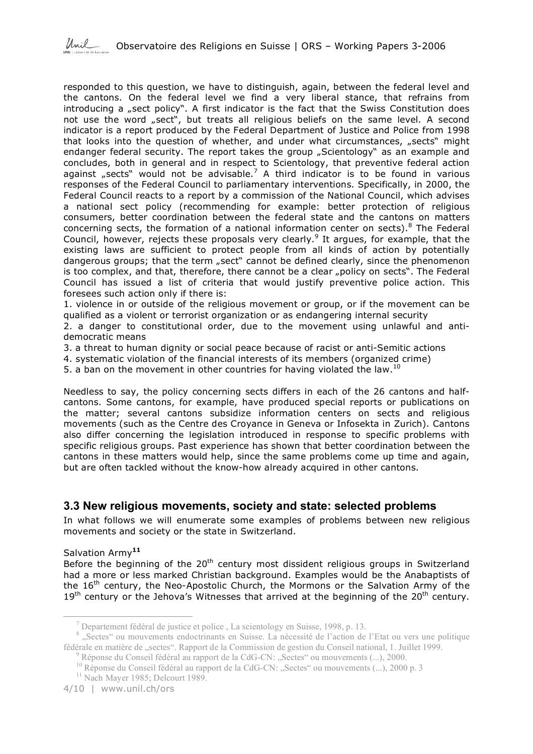responded to this question, we have to distinguish, again, between the federal level and the cantons. On the federal level we find a very liberal stance, that refrains from introducing a „sect policy". A first indicator is the fact that the Swiss Constitution does not use the word „sect", but treats all religious beliefs on the same level. A second indicator is a report produced by the Federal Department of Justice and Police from 1998 that looks into the question of whether, and under what circumstances, „sects" might endanger federal security. The report takes the group „Scientology" as an example and concludes, both in general and in respect to Scientology, that preventive federal action against „sects" would not be advisable.[7] A third indicator is to be found in various responses of the Federal Council to parliamentary interventions. Specifically, in 2000, the Federal Council reacts to a report by a commission of the National Council, which advises a national sect policy (recommending for example: better protection of religious consumers, better coordination between the federal state and the cantons on matters concerning sects, the formation of a national information center on sects).[8] The Federal Council, however, rejects these proposals very clearly.[9] It argues, for example, that the existing laws are sufficient to protect people from all kinds of action by potentially dangerous groups; that the term „sect" cannot be defined clearly, since the phenomenon is too complex, and that, therefore, there cannot be a clear „policy on sects". The Federal Council has issued a list of criteria that would justify preventive police action. This foresees such action only if there is:

1. violence in or outside of the religious movement or group, or if the movement can be qualified as a violent or terrorist organization or as endangering internal security
2. a danger to constitutional order, due to the movement using unlawful and anti-democratic means
3. a threat to human dignity or social peace because of racist or anti-Semitic actions
4. systematic violation of the financial interests of its members (organized crime)
5. a ban on the movement in other countries for having violated the law.[10]

Needless to say, the policy concerning sects differs in each of the 26 cantons and half-cantons. Some cantons, for example, have produced special reports or publications on the matter; several cantons subsidize information centers on sects and religious movements (such as the Centre des Croyance in Geneva or Infosekta in Zurich). Cantons also differ concerning the legislation introduced in response to specific problems with specific religious groups. Past experience has shown that better coordination between the cantons in these matters would help, since the same problems come up time and again, but are often tackled without the know-how already acquired in other cantons.

### 3.3 New religious movements, society and state: selected problems

In what follows we will enumerate some examples of problems between new religious movements and society or the state in Switzerland.

Salvation Army[11]

Before the beginning of the 20th century most dissident religious groups in Switzerland had a more or less marked Christian background. Examples would be the Anabaptists of the 16th century, the Neo-Apostolic Church, the Mormons or the Salvation Army of the 19th century or the Jehova's Witnesses that arrived at the beginning of the 20th century.

---

[7] Departement fédéral de justice et police , La scientology en Suisse, 1998, p. 13.

[8] „Sectes" ou mouvements endoctrinants en Suisse. La nécessité de l'action de l'Etat ou vers une politique fédérale en matière de „sectes". Rapport de la Commission de gestion du Conseil national, 1. Juillet 1999.

[9] Réponse du Conseil fédéral au rapport de la CdG-CN: „Sectes" ou mouvements (...), 2000.

[10] Réponse du Conseil fédéral au rapport de la CdG-CN: „Sectes" ou mouvements (...), 2000 p. 3

[11] Nach Mayer 1985; Delcourt 1989.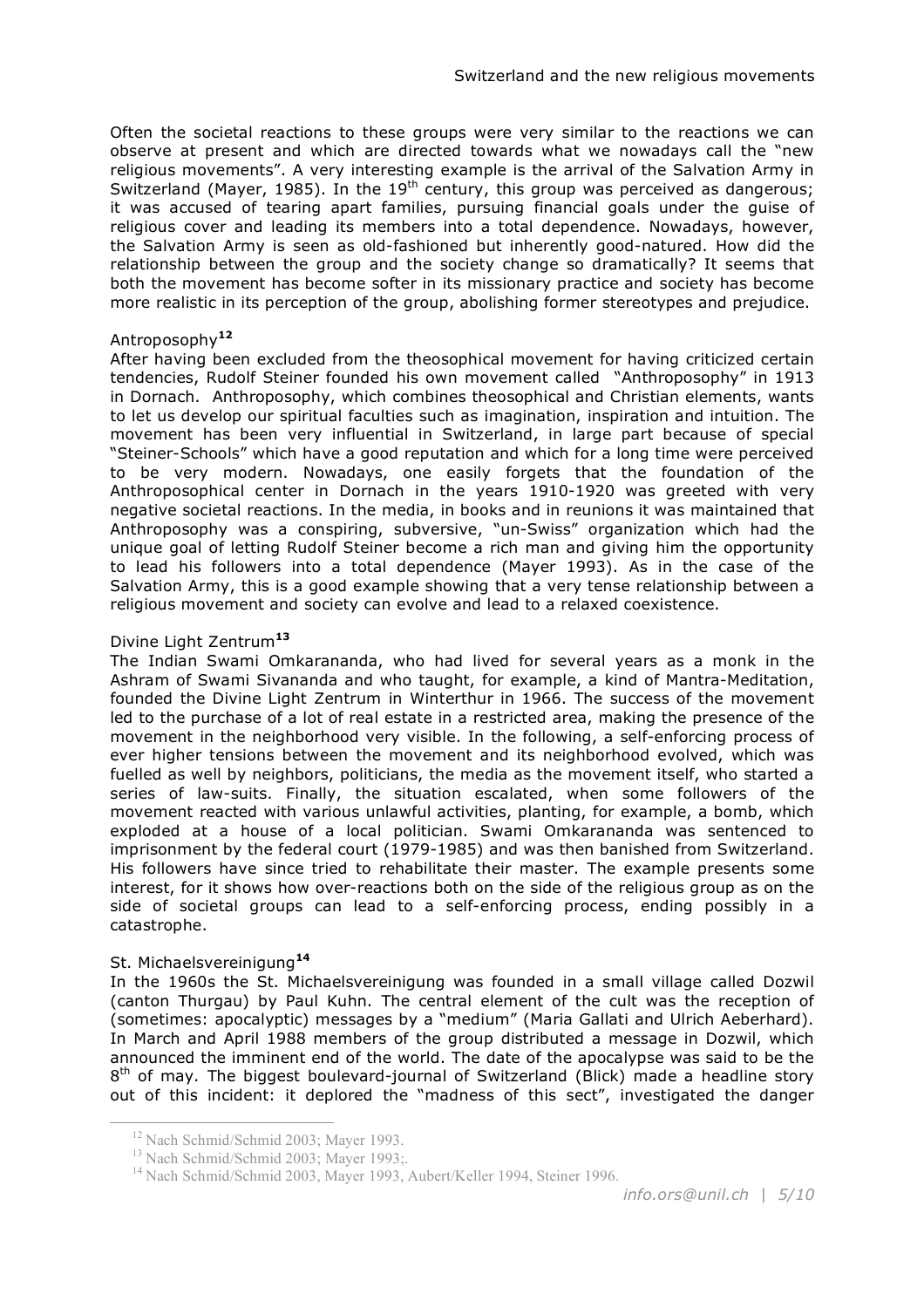Often the societal reactions to these groups were very similar to the reactions we can observe at present and which are directed towards what we nowadays call the "new religious movements". A very interesting example is the arrival of the Salvation Army in Switzerland (Mayer, 1985). In the 19th century, this group was perceived as dangerous; it was accused of tearing apart families, pursuing financial goals under the guise of religious cover and leading its members into a total dependence. Nowadays, however, the Salvation Army is seen as old-fashioned but inherently good-natured. How did the relationship between the group and the society change so dramatically? It seems that both the movement has become softer in its missionary practice and society has become more realistic in its perception of the group, abolishing former stereotypes and prejudice.

### Antroposophy[12]

After having been excluded from the theosophical movement for having criticized certain tendencies, Rudolf Steiner founded his own movement called "Anthroposophy" in 1913 in Dornach. Anthroposophy, which combines theosophical and Christian elements, wants to let us develop our spiritual faculties such as imagination, inspiration and intuition. The movement has been very influential in Switzerland, in large part because of special "Steiner-Schools" which have a good reputation and which for a long time were perceived to be very modern. Nowadays, one easily forgets that the foundation of the Anthroposophical center in Dornach in the years 1910-1920 was greeted with very negative societal reactions. In the media, in books and in reunions it was maintained that Anthroposophy was a conspiring, subversive, "un-Swiss" organization which had the unique goal of letting Rudolf Steiner become a rich man and giving him the opportunity to lead his followers into a total dependence (Mayer 1993). As in the case of the Salvation Army, this is a good example showing that a very tense relationship between a religious movement and society can evolve and lead to a relaxed coexistence.

### Divine Light Zentrum[13]

The Indian Swami Omkarananda, who had lived for several years as a monk in the Ashram of Swami Sivananda and who taught, for example, a kind of Mantra-Meditation, founded the Divine Light Zentrum in Winterthur in 1966. The success of the movement led to the purchase of a lot of real estate in a restricted area, making the presence of the movement in the neighborhood very visible. In the following, a self-enforcing process of ever higher tensions between the movement and its neighborhood evolved, which was fuelled as well by neighbors, politicians, the media as the movement itself, who started a series of law-suits. Finally, the situation escalated, when some followers of the movement reacted with various unlawful activities, planting, for example, a bomb, which exploded at a house of a local politician. Swami Omkarananda was sentenced to imprisonment by the federal court (1979-1985) and was then banished from Switzerland. His followers have since tried to rehabilitate their master. The example presents some interest, for it shows how over-reactions both on the side of the religious group as on the side of societal groups can lead to a self-enforcing process, ending possibly in a catastrophe.

### St. Michaelsvereinigung[14]

In the 1960s the St. Michaelsvereinigung was founded in a small village called Dozwil (canton Thurgau) by Paul Kuhn. The central element of the cult was the reception of (sometimes: apocalyptic) messages by a "medium" (Maria Gallati and Ulrich Aeberhard). In March and April 1988 members of the group distributed a message in Dozwil, which announced the imminent end of the world. The date of the apocalypse was said to be the 8th of may. The biggest boulevard-journal of Switzerland (Blick) made a headline story out of this incident: it deplored the "madness of this sect", investigated the danger

---

[12] Nach Schmid/Schmid 2003; Mayer 1993.

[13] Nach Schmid/Schmid 2003; Mayer 1993;.

[14] Nach Schmid/Schmid 2003, Mayer 1993, Aubert/Keller 1994, Steiner 1996.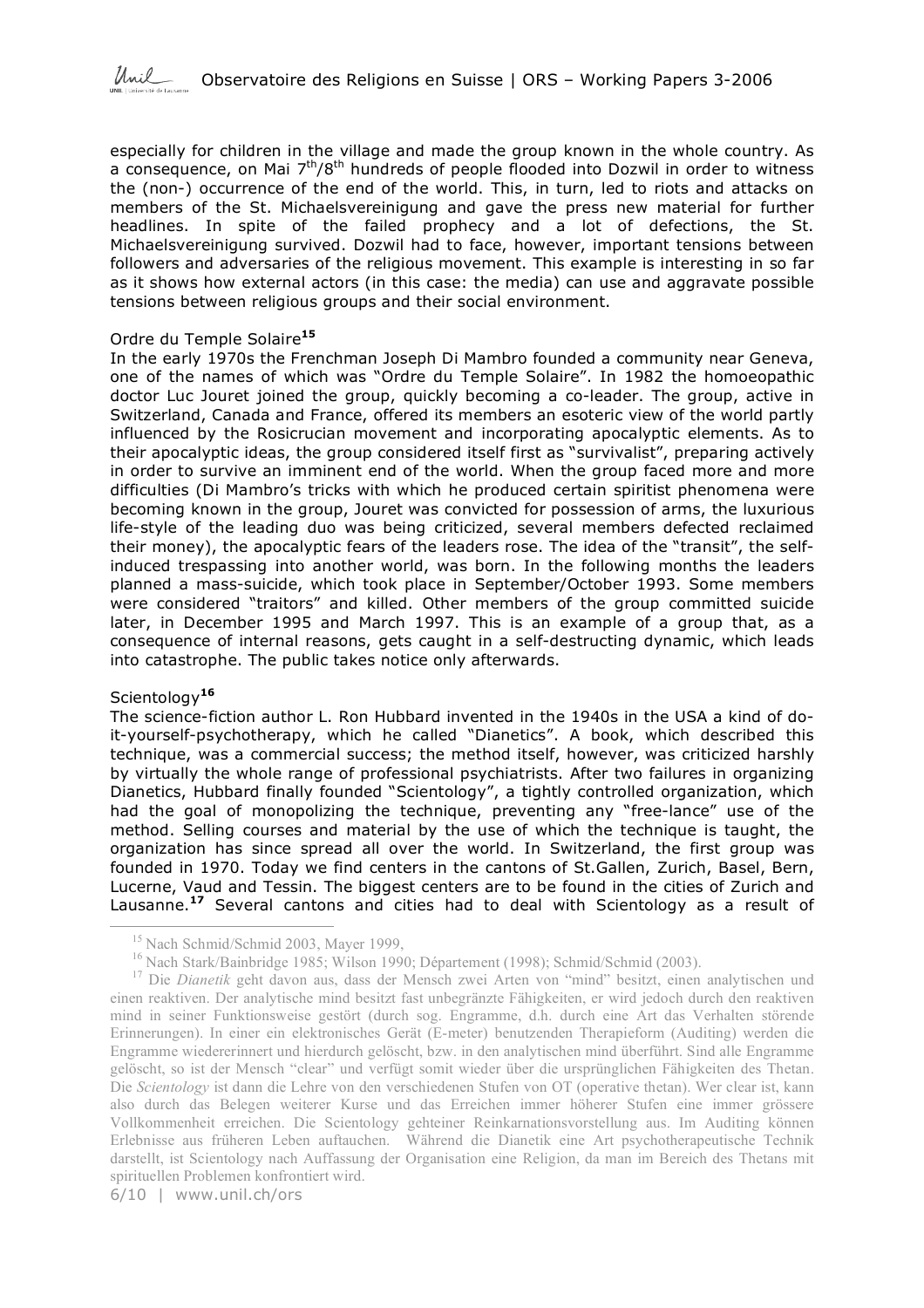especially for children in the village and made the group known in the whole country. As a consequence, on Mai 7th/8th hundreds of people flooded into Dozwil in order to witness the (non-) occurrence of the end of the world. This, in turn, led to riots and attacks on members of the St. Michaelsvereinigung and gave the press new material for further headlines. In spite of the failed prophecy and a lot of defections, the St. Michaelsvereinigung survived. Dozwil had to face, however, important tensions between followers and adversaries of the religious movement. This example is interesting in so far as it shows how external actors (in this case: the media) can use and aggravate possible tensions between religious groups and their social environment.

### Ordre du Temple Solaire[15]

In the early 1970s the Frenchman Joseph Di Mambro founded a community near Geneva, one of the names of which was "Ordre du Temple Solaire". In 1982 the homoeopathic doctor Luc Jouret joined the group, quickly becoming a co-leader. The group, active in Switzerland, Canada and France, offered its members an esoteric view of the world partly influenced by the Rosicrucian movement and incorporating apocalyptic elements. As to their apocalyptic ideas, the group considered itself first as "survivalist", preparing actively in order to survive an imminent end of the world. When the group faced more and more difficulties (Di Mambro's tricks with which he produced certain spiritist phenomena were becoming known in the group, Jouret was convicted for possession of arms, the luxurious life-style of the leading duo was being criticized, several members defected reclaimed their money), the apocalyptic fears of the leaders rose. The idea of the "transit", the self-induced trespassing into another world, was born. In the following months the leaders planned a mass-suicide, which took place in September/October 1993. Some members were considered "traitors" and killed. Other members of the group committed suicide later, in December 1995 and March 1997. This is an example of a group that, as a consequence of internal reasons, gets caught in a self-destructing dynamic, which leads into catastrophe. The public takes notice only afterwards.

### Scientology[16]

The science-fiction author L. Ron Hubbard invented in the 1940s in the USA a kind of do-it-yourself-psychotherapy, which he called "Dianetics". A book, which described this technique, was a commercial success; the method itself, however, was criticized harshly by virtually the whole range of professional psychiatrists. After two failures in organizing Dianetics, Hubbard finally founded "Scientology", a tightly controlled organization, which had the goal of monopolizing the technique, preventing any "free-lance" use of the method. Selling courses and material by the use of which the technique is taught, the organization has since spread all over the world. In Switzerland, the first group was founded in 1970. Today we find centers in the cantons of St.Gallen, Zurich, Basel, Bern, Lucerne, Vaud and Tessin. The biggest centers are to be found in the cities of Zurich and Lausanne.[17] Several cantons and cities had to deal with Scientology as a result of

---

[15] Nach Schmid/Schmid 2003, Mayer 1999,

[16] Nach Stark/Bainbridge 1985; Wilson 1990; Département (1998); Schmid/Schmid (2003).

[17] Die *Dianetik* geht davon aus, dass der Mensch zwei Arten von "mind" besitzt, einen analytischen und einen reaktiven. Der analytische mind besitzt fast unbegränzte Fähigkeiten, er wird jedoch durch den reaktiven mind in seiner Funktionsweise gestört (durch sog. Engramme, d.h. durch eine Art das Verhalten störende Erinnerungen). In einer ein elektronisches Gerät (E-meter) benutzenden Therapieform (Auditing) werden die Engramme wiedererinnert und hierdurch gelöscht, bzw. in den analytischen mind überführt. Sind alle Engramme gelöscht, so ist der Mensch "clear" und verfügt somit wieder über die ursprünglichen Fähigkeiten des Thetan. Die *Scientology* ist dann die Lehre von den verschiedenen Stufen von OT (operative thetan). Wer clear ist, kann also durch das Belegen weiterer Kurse und das Erreichen immer höherer Stufen eine immer grössere Vollkommenheit erreichen. Die Scientology gehteiner Reinkarnationsvorstellung aus. Im Auditing können Erlebnisse aus früheren Leben auftauchen. Während die Dianetik eine Art psychotherapeutische Technik darstellt, ist Scientology nach Auffassung der Organisation eine Religion, da man im Bereich des Thetans mit spirituellen Problemen konfrontiert wird.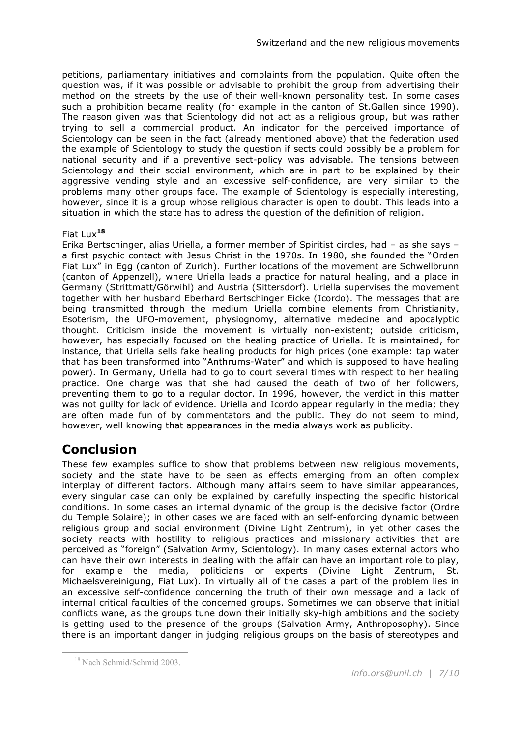petitions, parliamentary initiatives and complaints from the population. Quite often the question was, if it was possible or advisable to prohibit the group from advertising their method on the streets by the use of their well-known personality test. In some cases such a prohibition became reality (for example in the canton of St.Gallen since 1990). The reason given was that Scientology did not act as a religious group, but was rather trying to sell a commercial product. An indicator for the perceived importance of Scientology can be seen in the fact (already mentioned above) that the federation used the example of Scientology to study the question if sects could possibly be a problem for national security and if a preventive sect-policy was advisable. The tensions between Scientology and their social environment, which are in part to be explained by their aggressive vending style and an excessive self-confidence, are very similar to the problems many other groups face. The example of Scientology is especially interesting, however, since it is a group whose religious character is open to doubt. This leads into a situation in which the state has to adress the question of the definition of religion.

Fiat Lux[18]

Erika Bertschinger, alias Uriella, a former member of Spiritist circles, had – as she says – a first psychic contact with Jesus Christ in the 1970s. In 1980, she founded the "Orden Fiat Lux" in Egg (canton of Zurich). Further locations of the movement are Schwellbrunn (canton of Appenzell), where Uriella leads a practice for natural healing, and a place in Germany (Strittmatt/Görwihl) and Austria (Sittersdorf). Uriella supervises the movement together with her husband Eberhard Bertschinger Eicke (Icordo). The messages that are being transmitted through the medium Uriella combine elements from Christianity, Esoterism, the UFO-movement, physiognomy, alternative medecine and apocalyptic thought. Criticism inside the movement is virtually non-existent; outside criticism, however, has especially focused on the healing practice of Uriella. It is maintained, for instance, that Uriella sells fake healing products for high prices (one example: tap water that has been transformed into "Anthrums-Water" and which is supposed to have healing power). In Germany, Uriella had to go to court several times with respect to her healing practice. One charge was that she had caused the death of two of her followers, preventing them to go to a regular doctor. In 1996, however, the verdict in this matter was not guilty for lack of evidence. Uriella and Icordo appear regularly in the media; they are often made fun of by commentators and the public. They do not seem to mind, however, well knowing that appearances in the media always work as publicity.

## Conclusion

These few examples suffice to show that problems between new religious movements, society and the state have to be seen as effects emerging from an often complex interplay of different factors. Although many affairs seem to have similar appearances, every singular case can only be explained by carefully inspecting the specific historical conditions. In some cases an internal dynamic of the group is the decisive factor (Ordre du Temple Solaire); in other cases we are faced with an self-enforcing dynamic between religious group and social environment (Divine Light Zentrum), in yet other cases the society reacts with hostility to religious practices and missionary activities that are perceived as "foreign" (Salvation Army, Scientology). In many cases external actors who can have their own interests in dealing with the affair can have an important role to play, for example the media, politicians or experts (Divine Light Zentrum, St. Michaelsvereinigung, Fiat Lux). In virtually all of the cases a part of the problem lies in an excessive self-confidence concerning the truth of their own message and a lack of internal critical faculties of the concerned groups. Sometimes we can observe that initial conflicts wane, as the groups tune down their initially sky-high ambitions and the society is getting used to the presence of the groups (Salvation Army, Anthroposophy). Since there is an important danger in judging religious groups on the basis of stereotypes and

[18] Nach Schmid/Schmid 2003.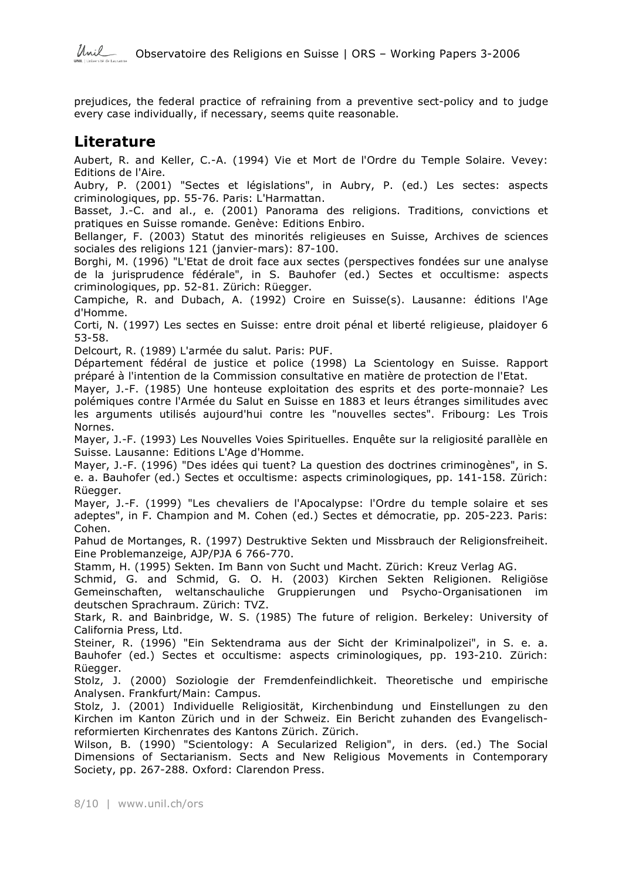prejudices, the federal practice of refraining from a preventive sect-policy and to judge every case individually, if necessary, seems quite reasonable.

## Literature

Aubert, R. and Keller, C.-A. (1994) Vie et Mort de l'Ordre du Temple Solaire. Vevey: Editions de l'Aire.

Aubry, P. (2001) "Sectes et législations", in Aubry, P. (ed.) Les sectes: aspects criminologiques, pp. 55-76. Paris: L'Harmattan.

Basset, J.-C. and al., e. (2001) Panorama des religions. Traditions, convictions et pratiques en Suisse romande. Genève: Editions Enbiro.

Bellanger, F. (2003) Statut des minorités religieuses en Suisse, Archives de sciences sociales des religions 121 (janvier-mars): 87-100.

Borghi, M. (1996) "L'Etat de droit face aux sectes (perspectives fondées sur une analyse de la jurisprudence fédérale", in S. Bauhofer (ed.) Sectes et occultisme: aspects criminologiques, pp. 52-81. Zürich: Rüegger.

Campiche, R. and Dubach, A. (1992) Croire en Suisse(s). Lausanne: éditions l'Age d'Homme.

Corti, N. (1997) Les sectes en Suisse: entre droit pénal et liberté religieuse, plaidoyer 6 53-58.

Delcourt, R. (1989) L'armée du salut. Paris: PUF.

Département fédéral de justice et police (1998) La Scientology en Suisse. Rapport préparé à l'intention de la Commission consultative en matière de protection de l'Etat.

Mayer, J.-F. (1985) Une honteuse exploitation des esprits et des porte-monnaie? Les polémiques contre l'Armée du Salut en Suisse en 1883 et leurs étranges similitudes avec les arguments utilisés aujourd'hui contre les "nouvelles sectes". Fribourg: Les Trois Nornes.

Mayer, J.-F. (1993) Les Nouvelles Voies Spirituelles. Enquête sur la religiosité parallèle en Suisse. Lausanne: Editions L'Age d'Homme.

Mayer, J.-F. (1996) "Des idées qui tuent? La question des doctrines criminogènes", in S. e. a. Bauhofer (ed.) Sectes et occultisme: aspects criminologiques, pp. 141-158. Zürich: Rüegger.

Mayer, J.-F. (1999) "Les chevaliers de l'Apocalypse: l'Ordre du temple solaire et ses adeptes", in F. Champion and M. Cohen (ed.) Sectes et démocratie, pp. 205-223. Paris: Cohen.

Pahud de Mortanges, R. (1997) Destruktive Sekten und Missbrauch der Religionsfreiheit. Eine Problemanzeige, AJP/PJA 6 766-770.

Stamm, H. (1995) Sekten. Im Bann von Sucht und Macht. Zürich: Kreuz Verlag AG.

Schmid, G. and Schmid, G. O. H. (2003) Kirchen Sekten Religionen. Religiöse Gemeinschaften, weltanschauliche Gruppierungen und Psycho-Organisationen im deutschen Sprachraum. Zürich: TVZ.

Stark, R. and Bainbridge, W. S. (1985) The future of religion. Berkeley: University of California Press, Ltd.

Steiner, R. (1996) "Ein Sektendrama aus der Sicht der Kriminalpolizei", in S. e. a. Bauhofer (ed.) Sectes et occultisme: aspects criminologiques, pp. 193-210. Zürich: Rüegger.

Stolz, J. (2000) Soziologie der Fremdenfeindlichkeit. Theoretische und empirische Analysen. Frankfurt/Main: Campus.

Stolz, J. (2001) Individuelle Religiosität, Kirchenbindung und Einstellungen zu den Kirchen im Kanton Zürich und in der Schweiz. Ein Bericht zuhanden des Evangelisch-reformierten Kirchenrates des Kantons Zürich. Zürich.

Wilson, B. (1990) "Scientology: A Secularized Religion", in ders. (ed.) The Social Dimensions of Sectarianism. Sects and New Religious Movements in Contemporary Society, pp. 267-288. Oxford: Clarendon Press.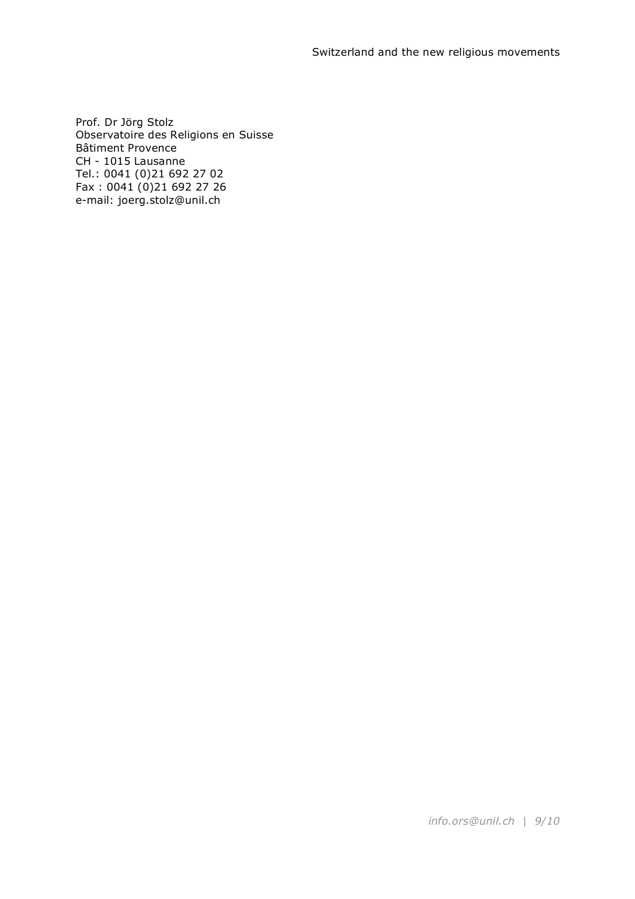Prof. Dr Jörg Stolz
Observatoire des Religions en Suisse
Bâtiment Provence
CH - 1015 Lausanne
Tel.: 0041 (0)21 692 27 02
Fax : 0041 (0)21 692 27 26
e-mail: joerg.stolz@unil.ch